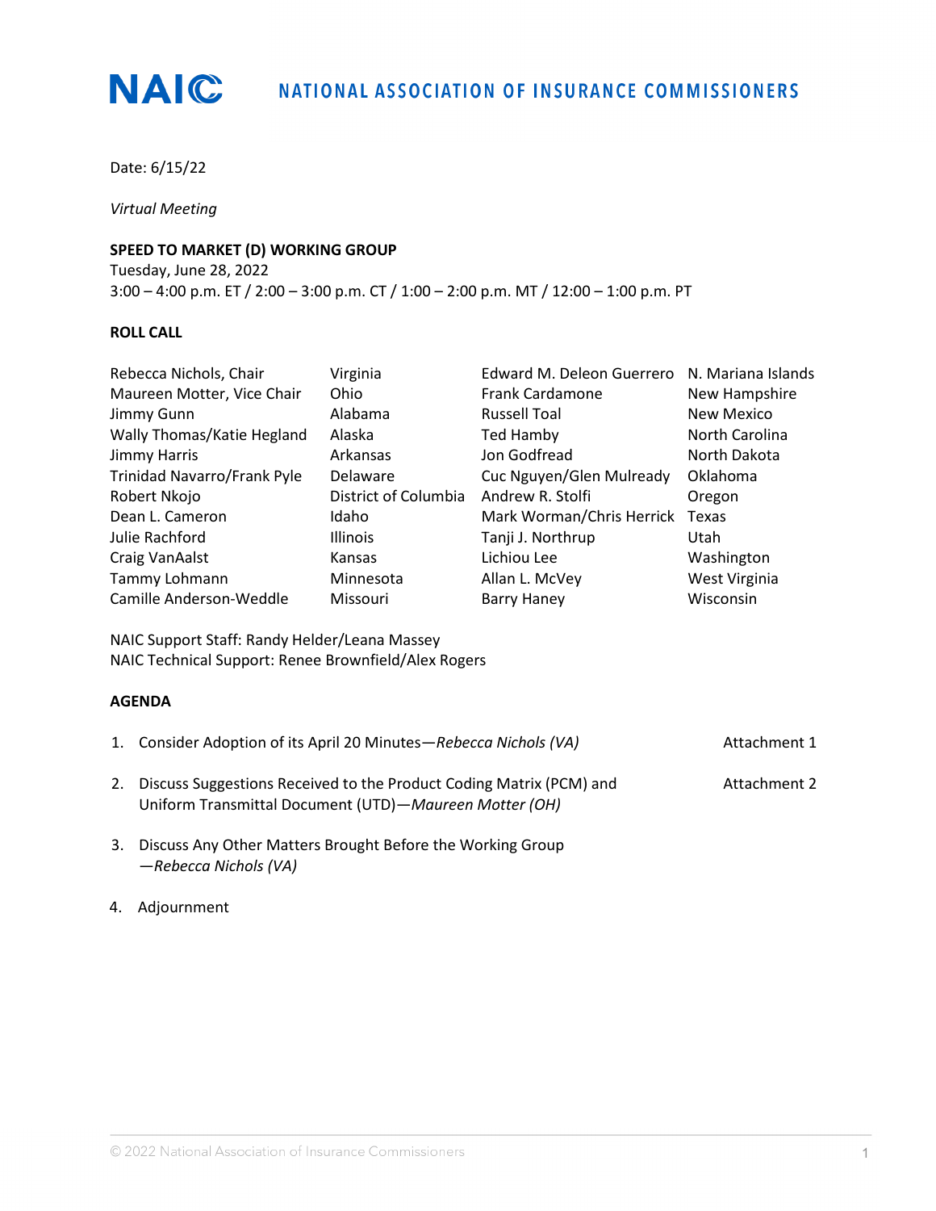# NATIONAL ASSOCIATION OF INSURANCE COMMISSIONERS

Date: 6/15/22

*Virtual Meeting*

**SPEED TO MARKET (D) WORKING GROUP**
Tuesday, June 28, 2022
3:00 – 4:00 p.m. ET / 2:00 – 3:00 p.m. CT / 1:00 – 2:00 p.m. MT / 12:00 – 1:00 p.m. PT

**ROLL CALL**

| | | | |
|---|---|---|---|
| Rebecca Nichols, Chair | Virginia | Edward M. Deleon Guerrero | N. Mariana Islands |
| Maureen Motter, Vice Chair | Ohio | Frank Cardamone | New Hampshire |
| Jimmy Gunn | Alabama | Russell Toal | New Mexico |
| Wally Thomas/Katie Hegland | Alaska | Ted Hamby | North Carolina |
| Jimmy Harris | Arkansas | Jon Godfread | North Dakota |
| Trinidad Navarro/Frank Pyle | Delaware | Cuc Nguyen/Glen Mulready | Oklahoma |
| Robert Nkojo | District of Columbia | Andrew R. Stolfi | Oregon |
| Dean L. Cameron | Idaho | Mark Worman/Chris Herrick | Texas |
| Julie Rachford | Illinois | Tanji J. Northrup | Utah |
| Craig VanAalst | Kansas | Lichiou Lee | Washington |
| Tammy Lohmann | Minnesota | Allan L. McVey | West Virginia |
| Camille Anderson-Weddle | Missouri | Barry Haney | Wisconsin |

NAIC Support Staff: Randy Helder/Leana Massey
NAIC Technical Support: Renee Brownfield/Alex Rogers

**AGENDA**

1. Consider Adoption of its April 20 Minutes—*Rebecca Nichols (VA)* — Attachment 1

2. Discuss Suggestions Received to the Product Coding Matrix (PCM) and Uniform Transmittal Document (UTD)—*Maureen Motter (OH)* — Attachment 2

3. Discuss Any Other Matters Brought Before the Working Group —*Rebecca Nichols (VA)*

4. Adjournment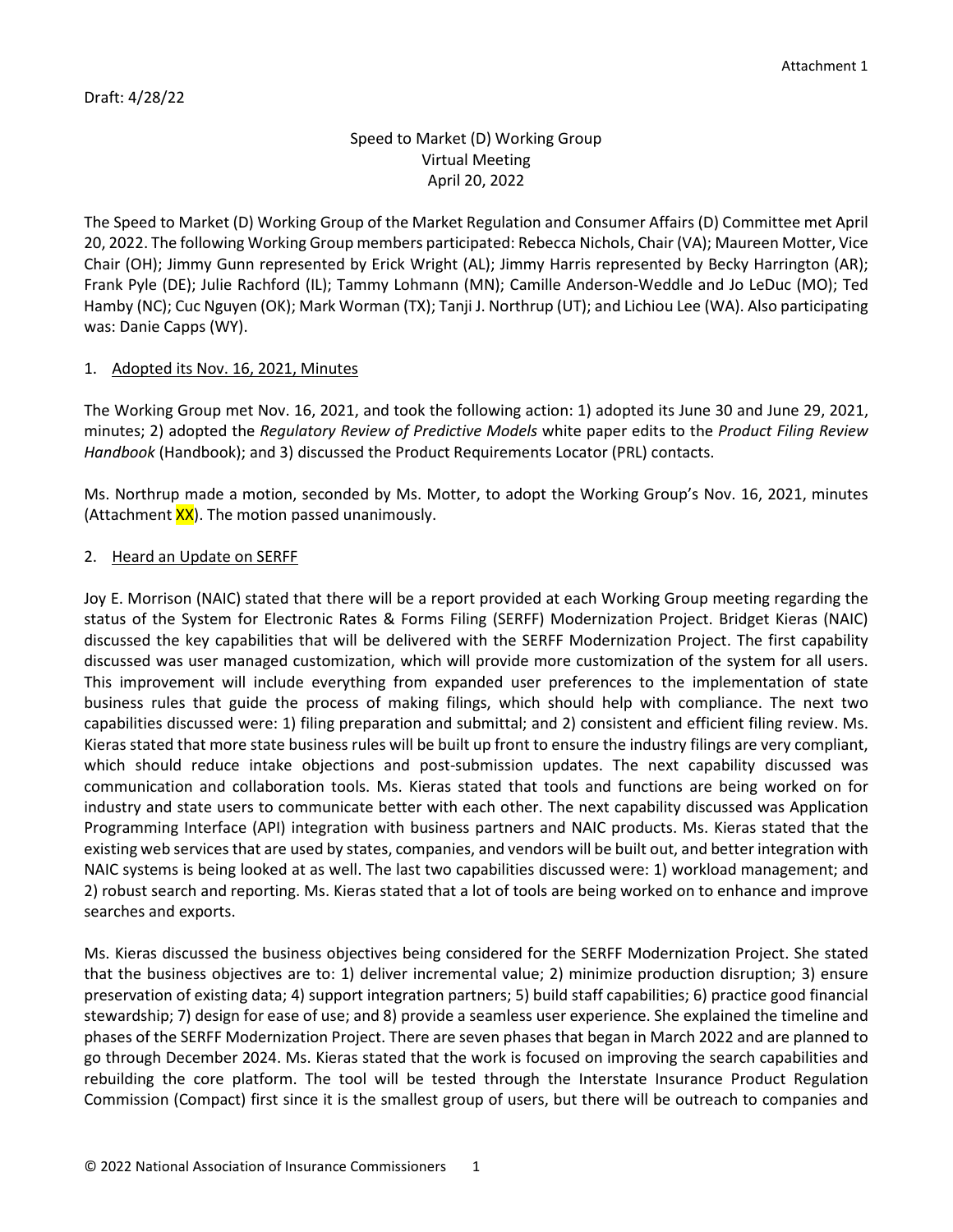Attachment 1

Draft: 4/28/22

Speed to Market (D) Working Group
Virtual Meeting
April 20, 2022

The Speed to Market (D) Working Group of the Market Regulation and Consumer Affairs (D) Committee met April 20, 2022. The following Working Group members participated: Rebecca Nichols, Chair (VA); Maureen Motter, Vice Chair (OH); Jimmy Gunn represented by Erick Wright (AL); Jimmy Harris represented by Becky Harrington (AR); Frank Pyle (DE); Julie Rachford (IL); Tammy Lohmann (MN); Camille Anderson-Weddle and Jo LeDuc (MO); Ted Hamby (NC); Cuc Nguyen (OK); Mark Worman (TX); Tanji J. Northrup (UT); and Lichiou Lee (WA). Also participating was: Danie Capps (WY).

1. Adopted its Nov. 16, 2021, Minutes

The Working Group met Nov. 16, 2021, and took the following action: 1) adopted its June 30 and June 29, 2021, minutes; 2) adopted the *Regulatory Review of Predictive Models* white paper edits to the *Product Filing Review Handbook* (Handbook); and 3) discussed the Product Requirements Locator (PRL) contacts.

Ms. Northrup made a motion, seconded by Ms. Motter, to adopt the Working Group's Nov. 16, 2021, minutes (Attachment XX). The motion passed unanimously.

2. Heard an Update on SERFF

Joy E. Morrison (NAIC) stated that there will be a report provided at each Working Group meeting regarding the status of the System for Electronic Rates & Forms Filing (SERFF) Modernization Project. Bridget Kieras (NAIC) discussed the key capabilities that will be delivered with the SERFF Modernization Project. The first capability discussed was user managed customization, which will provide more customization of the system for all users. This improvement will include everything from expanded user preferences to the implementation of state business rules that guide the process of making filings, which should help with compliance. The next two capabilities discussed were: 1) filing preparation and submittal; and 2) consistent and efficient filing review. Ms. Kieras stated that more state business rules will be built up front to ensure the industry filings are very compliant, which should reduce intake objections and post-submission updates. The next capability discussed was communication and collaboration tools. Ms. Kieras stated that tools and functions are being worked on for industry and state users to communicate better with each other. The next capability discussed was Application Programming Interface (API) integration with business partners and NAIC products. Ms. Kieras stated that the existing web services that are used by states, companies, and vendors will be built out, and better integration with NAIC systems is being looked at as well. The last two capabilities discussed were: 1) workload management; and 2) robust search and reporting. Ms. Kieras stated that a lot of tools are being worked on to enhance and improve searches and exports.

Ms. Kieras discussed the business objectives being considered for the SERFF Modernization Project. She stated that the business objectives are to: 1) deliver incremental value; 2) minimize production disruption; 3) ensure preservation of existing data; 4) support integration partners; 5) build staff capabilities; 6) practice good financial stewardship; 7) design for ease of use; and 8) provide a seamless user experience. She explained the timeline and phases of the SERFF Modernization Project. There are seven phases that began in March 2022 and are planned to go through December 2024. Ms. Kieras stated that the work is focused on improving the search capabilities and rebuilding the core platform. The tool will be tested through the Interstate Insurance Product Regulation Commission (Compact) first since it is the smallest group of users, but there will be outreach to companies and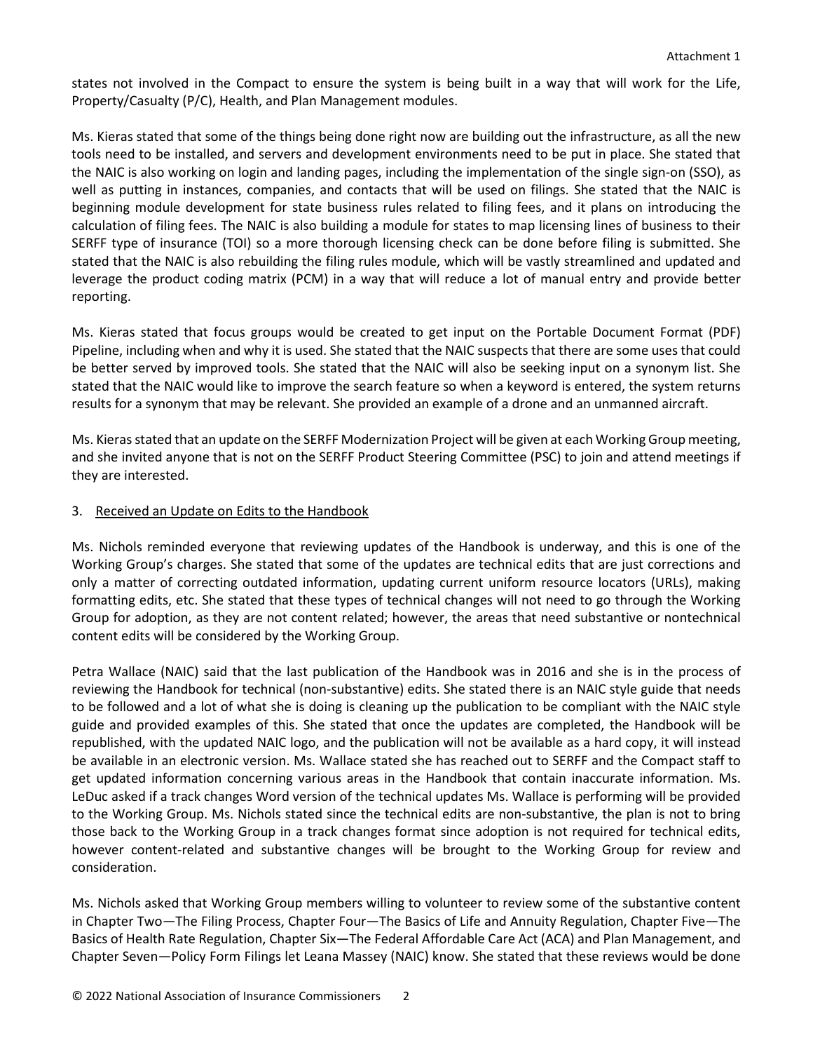states not involved in the Compact to ensure the system is being built in a way that will work for the Life, Property/Casualty (P/C), Health, and Plan Management modules.

Ms. Kieras stated that some of the things being done right now are building out the infrastructure, as all the new tools need to be installed, and servers and development environments need to be put in place. She stated that the NAIC is also working on login and landing pages, including the implementation of the single sign-on (SSO), as well as putting in instances, companies, and contacts that will be used on filings. She stated that the NAIC is beginning module development for state business rules related to filing fees, and it plans on introducing the calculation of filing fees. The NAIC is also building a module for states to map licensing lines of business to their SERFF type of insurance (TOI) so a more thorough licensing check can be done before filing is submitted. She stated that the NAIC is also rebuilding the filing rules module, which will be vastly streamlined and updated and leverage the product coding matrix (PCM) in a way that will reduce a lot of manual entry and provide better reporting.

Ms. Kieras stated that focus groups would be created to get input on the Portable Document Format (PDF) Pipeline, including when and why it is used. She stated that the NAIC suspects that there are some uses that could be better served by improved tools. She stated that the NAIC will also be seeking input on a synonym list. She stated that the NAIC would like to improve the search feature so when a keyword is entered, the system returns results for a synonym that may be relevant. She provided an example of a drone and an unmanned aircraft.

Ms. Kieras stated that an update on the SERFF Modernization Project will be given at each Working Group meeting, and she invited anyone that is not on the SERFF Product Steering Committee (PSC) to join and attend meetings if they are interested.

3. <u>Received an Update on Edits to the Handbook</u>

Ms. Nichols reminded everyone that reviewing updates of the Handbook is underway, and this is one of the Working Group's charges. She stated that some of the updates are technical edits that are just corrections and only a matter of correcting outdated information, updating current uniform resource locators (URLs), making formatting edits, etc. She stated that these types of technical changes will not need to go through the Working Group for adoption, as they are not content related; however, the areas that need substantive or nontechnical content edits will be considered by the Working Group.

Petra Wallace (NAIC) said that the last publication of the Handbook was in 2016 and she is in the process of reviewing the Handbook for technical (non-substantive) edits. She stated there is an NAIC style guide that needs to be followed and a lot of what she is doing is cleaning up the publication to be compliant with the NAIC style guide and provided examples of this. She stated that once the updates are completed, the Handbook will be republished, with the updated NAIC logo, and the publication will not be available as a hard copy, it will instead be available in an electronic version. Ms. Wallace stated she has reached out to SERFF and the Compact staff to get updated information concerning various areas in the Handbook that contain inaccurate information. Ms. LeDuc asked if a track changes Word version of the technical updates Ms. Wallace is performing will be provided to the Working Group. Ms. Nichols stated since the technical edits are non-substantive, the plan is not to bring those back to the Working Group in a track changes format since adoption is not required for technical edits, however content-related and substantive changes will be brought to the Working Group for review and consideration.

Ms. Nichols asked that Working Group members willing to volunteer to review some of the substantive content in Chapter Two—The Filing Process, Chapter Four—The Basics of Life and Annuity Regulation, Chapter Five—The Basics of Health Rate Regulation, Chapter Six—The Federal Affordable Care Act (ACA) and Plan Management, and Chapter Seven—Policy Form Filings let Leana Massey (NAIC) know. She stated that these reviews would be done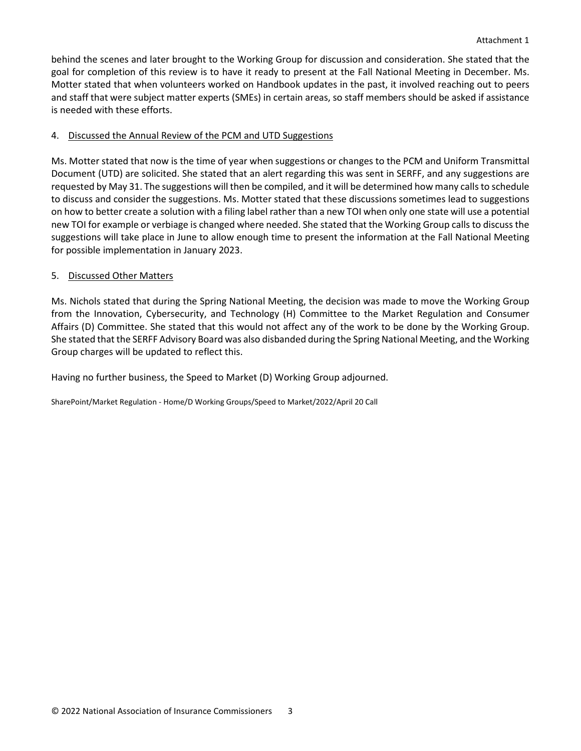behind the scenes and later brought to the Working Group for discussion and consideration. She stated that the goal for completion of this review is to have it ready to present at the Fall National Meeting in December. Ms. Motter stated that when volunteers worked on Handbook updates in the past, it involved reaching out to peers and staff that were subject matter experts (SMEs) in certain areas, so staff members should be asked if assistance is needed with these efforts.

4. Discussed the Annual Review of the PCM and UTD Suggestions

Ms. Motter stated that now is the time of year when suggestions or changes to the PCM and Uniform Transmittal Document (UTD) are solicited. She stated that an alert regarding this was sent in SERFF, and any suggestions are requested by May 31. The suggestions will then be compiled, and it will be determined how many calls to schedule to discuss and consider the suggestions. Ms. Motter stated that these discussions sometimes lead to suggestions on how to better create a solution with a filing label rather than a new TOI when only one state will use a potential new TOI for example or verbiage is changed where needed. She stated that the Working Group calls to discuss the suggestions will take place in June to allow enough time to present the information at the Fall National Meeting for possible implementation in January 2023.

5. Discussed Other Matters

Ms. Nichols stated that during the Spring National Meeting, the decision was made to move the Working Group from the Innovation, Cybersecurity, and Technology (H) Committee to the Market Regulation and Consumer Affairs (D) Committee. She stated that this would not affect any of the work to be done by the Working Group. She stated that the SERFF Advisory Board was also disbanded during the Spring National Meeting, and the Working Group charges will be updated to reflect this.

Having no further business, the Speed to Market (D) Working Group adjourned.

SharePoint/Market Regulation - Home/D Working Groups/Speed to Market/2022/April 20 Call